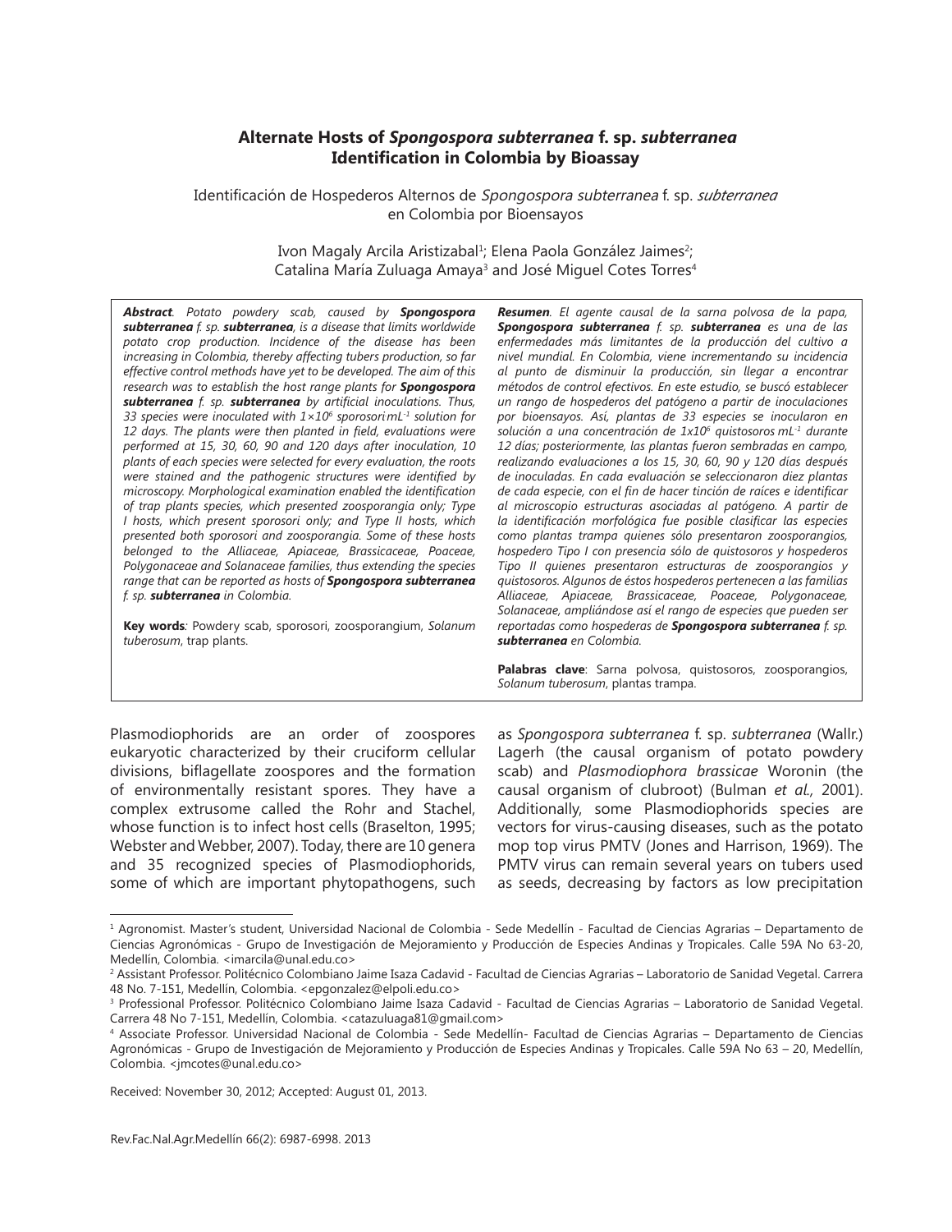# Alternate Hosts of *Spongospora subterranea* f. sp. *subterranea* Identification in Colombia by Bioassay

Identificación de Hospederos Alternos de *Spongospora subterranea* f. sp. *subterranea* en Colombia por Bioensayos

Ivon Magaly Arcila Aristizabal[1]; Elena Paola González Jaimes[2]; Catalina María Zuluaga Amaya[3] and José Miguel Cotes Torres[4]

***Abstract**. Potato powdery scab, caused by **Spongospora subterranea** f. sp. **subterranea**, is a disease that limits worldwide potato crop production. Incidence of the disease has been increasing in Colombia, thereby affecting tubers production, so far effective control methods have yet to be developed. The aim of this research was to establish the host range plants for **Spongospora subterranea** f. sp. **subterranea** by artificial inoculations. Thus, 33 species were inoculated with $1\times10^6$ sporosori mL$^{-1}$ solution for 12 days. The plants were then planted in field, evaluations were performed at 15, 30, 60, 90 and 120 days after inoculation, 10 plants of each species were selected for every evaluation, the roots were stained and the pathogenic structures were identified by microscopy. Morphological examination enabled the identification of trap plants species, which presented zoosporangia only; Type I hosts, which present sporosori only; and Type II hosts, which presented both sporosori and zoosporangia. Some of these hosts belonged to the Alliaceae, Apiaceae, Brassicaceae, Poaceae, Polygonaceae and Solanaceae families, thus extending the species range that can be reported as hosts of **Spongospora subterranea** f. sp. **subterranea** in Colombia.*

**Key words**: Powdery scab, sporosori, zoosporangium, *Solanum tuberosum*, trap plants.

***Resumen**. El agente causal de la sarna polvosa de la papa, **Spongospora subterranea** f. sp. **subterranea** es una de las enfermedades más limitantes de la producción del cultivo a nivel mundial. En Colombia, viene incrementando su incidencia al punto de disminuir la producción, sin llegar a encontrar métodos de control efectivos. En este estudio, se buscó establecer un rango de hospederos del patógeno a partir de inoculaciones por bioensayos. Así, plantas de 33 especies se inocularon en solución a una concentración de $1\text{x}10^6$ quistosoros mL$^{-1}$ durante 12 días; posteriormente, las plantas fueron sembradas en campo, realizando evaluaciones a los 15, 30, 60, 90 y 120 días después de inoculadas. En cada evaluación se seleccionaron diez plantas de cada especie, con el fin de hacer tinción de raíces e identificar al microscopio estructuras asociadas al patógeno. A partir de la identificación morfológica fue posible clasificar las especies como plantas trampa quienes sólo presentaron zoosporangios, hospedero Tipo I con presencia sólo de quistosoros y hospederos Tipo II quienes presentaron estructuras de zoosporangios y quistosoros. Algunos de éstos hospederos pertenecen a las familias Alliaceae, Apiaceae, Brassicaceae, Poaceae, Polygonaceae, Solanaceae, ampliándose así el rango de especies que pueden ser reportadas como hospederas de **Spongospora subterranea** f. sp. **subterranea** en Colombia.*

**Palabras clave**: Sarna polvosa, quistosoros, zoosporangios, *Solanum tuberosum*, plantas trampa.

Plasmodiophorids are an order of zoospores eukaryotic characterized by their cruciform cellular divisions, biflagellate zoospores and the formation of environmentally resistant spores. They have a complex extrusome called the Rohr and Stachel, whose function is to infect host cells (Braselton, 1995; Webster and Webber, 2007). Today, there are 10 genera and 35 recognized species of Plasmodiophorids, some of which are important phytopathogens, such as *Spongospora subterranea* f. sp. *subterranea* (Wallr.) Lagerh (the causal organism of potato powdery scab) and *Plasmodiophora brassicae* Woronin (the causal organism of clubroot) (Bulman *et al.,* 2001). Additionally, some Plasmodiophorids species are vectors for virus-causing diseases, such as the potato mop top virus PMTV (Jones and Harrison, 1969). The PMTV virus can remain several years on tubers used as seeds, decreasing by factors as low precipitation

---

[1] Agronomist. Master's student, Universidad Nacional de Colombia - Sede Medellín - Facultad de Ciencias Agrarias – Departamento de Ciencias Agronómicas - Grupo de Investigación de Mejoramiento y Producción de Especies Andinas y Tropicales. Calle 59A No 63-20, Medellín, Colombia. <imarcila@unal.edu.co>

[2] Assistant Professor. Politécnico Colombiano Jaime Isaza Cadavid - Facultad de Ciencias Agrarias – Laboratorio de Sanidad Vegetal. Carrera 48 No. 7-151, Medellín, Colombia. <epgonzalez@elpoli.edu.co>

[3] Professional Professor. Politécnico Colombiano Jaime Isaza Cadavid - Facultad de Ciencias Agrarias – Laboratorio de Sanidad Vegetal. Carrera 48 No 7-151, Medellín, Colombia. <catazuluaga81@gmail.com>

[4] Associate Professor. Universidad Nacional de Colombia - Sede Medellín- Facultad de Ciencias Agrarias – Departamento de Ciencias Agronómicas - Grupo de Investigación de Mejoramiento y Producción de Especies Andinas y Tropicales. Calle 59A No 63 – 20, Medellín, Colombia. <jmcotes@unal.edu.co>

Received: November 30, 2012; Accepted: August 01, 2013.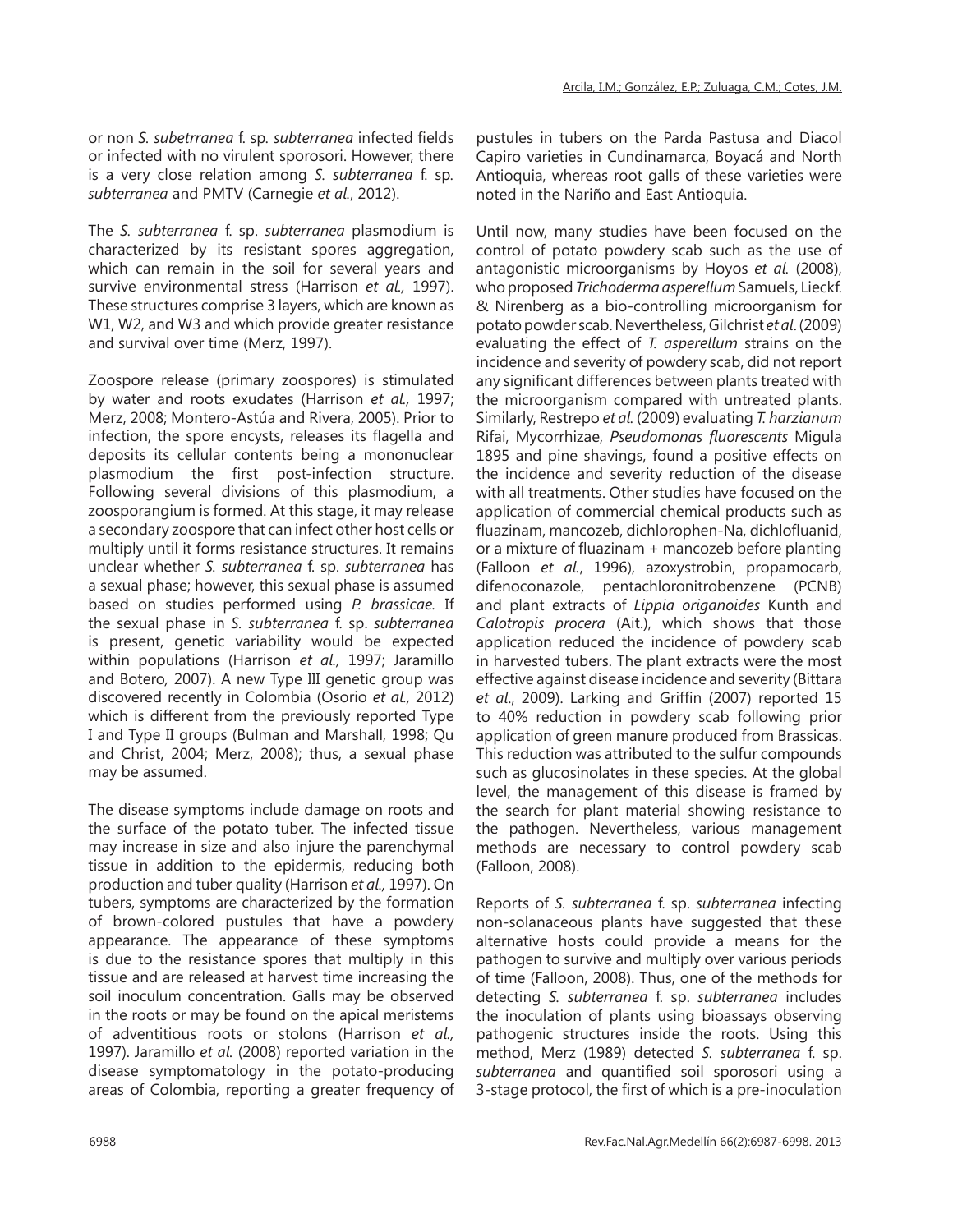or non *S. subetrranea* f. sp. *subterranea* infected fields or infected with no virulent sporosori. However, there is a very close relation among *S. subterranea* f. sp. *subterranea* and PMTV (Carnegie *et al.*, 2012).

The *S. subterranea* f. sp. *subterranea* plasmodium is characterized by its resistant spores aggregation, which can remain in the soil for several years and survive environmental stress (Harrison *et al.,* 1997). These structures comprise 3 layers, which are known as W1, W2, and W3 and which provide greater resistance and survival over time (Merz, 1997).

Zoospore release (primary zoospores) is stimulated by water and roots exudates (Harrison *et al.,* 1997; Merz, 2008; Montero-Astúa and Rivera, 2005). Prior to infection, the spore encysts, releases its flagella and deposits its cellular contents being a mononuclear plasmodium the first post-infection structure. Following several divisions of this plasmodium, a zoosporangium is formed. At this stage, it may release a secondary zoospore that can infect other host cells or multiply until it forms resistance structures. It remains unclear whether *S. subterranea* f. sp. *subterranea* has a sexual phase; however, this sexual phase is assumed based on studies performed using *P. brassicae.* If the sexual phase in *S. subterranea* f. sp. *subterranea* is present, genetic variability would be expected within populations (Harrison *et al.,* 1997; Jaramillo and Botero*,* 2007). A new Type III genetic group was discovered recently in Colombia (Osorio *et al.,* 2012) which is different from the previously reported Type I and Type II groups (Bulman and Marshall, 1998; Qu and Christ, 2004; Merz, 2008); thus, a sexual phase may be assumed.

The disease symptoms include damage on roots and the surface of the potato tuber. The infected tissue may increase in size and also injure the parenchymal tissue in addition to the epidermis, reducing both production and tuber quality (Harrison *et al.,* 1997). On tubers, symptoms are characterized by the formation of brown-colored pustules that have a powdery appearance. The appearance of these symptoms is due to the resistance spores that multiply in this tissue and are released at harvest time increasing the soil inoculum concentration. Galls may be observed in the roots or may be found on the apical meristems of adventitious roots or stolons (Harrison *et al.,* 1997). Jaramillo *et al.* (2008) reported variation in the disease symptomatology in the potato-producing areas of Colombia, reporting a greater frequency of pustules in tubers on the Parda Pastusa and Diacol Capiro varieties in Cundinamarca, Boyacá and North Antioquia, whereas root galls of these varieties were noted in the Nariño and East Antioquia.

Until now, many studies have been focused on the control of potato powdery scab such as the use of antagonistic microorganisms by Hoyos *et al.* (2008), who proposed *Trichoderma asperellum* Samuels, Lieckf. & Nirenberg as a bio-controlling microorganism for potato powder scab. Nevertheless, Gilchrist *et al.* (2009) evaluating the effect of *T. asperellum* strains on the incidence and severity of powdery scab, did not report any significant differences between plants treated with the microorganism compared with untreated plants. Similarly, Restrepo *et al.* (2009) evaluating *T. harzianum* Rifai, Mycorrhizae, *Pseudomonas fluorescents* Migula 1895 and pine shavings, found a positive effects on the incidence and severity reduction of the disease with all treatments. Other studies have focused on the application of commercial chemical products such as fluazinam, mancozeb, dichlorophen-Na, dichlofluanid, or a mixture of fluazinam + mancozeb before planting (Falloon *et al.*, 1996), azoxystrobin, propamocarb, difenoconazole, pentachloronitrobenzene (PCNB) and plant extracts of *Lippia origanoides* Kunth and *Calotropis procera* (Ait.), which shows that those application reduced the incidence of powdery scab in harvested tubers. The plant extracts were the most effective against disease incidence and severity (Bittara *et al*., 2009). Larking and Griffin (2007) reported 15 to 40% reduction in powdery scab following prior application of green manure produced from Brassicas. This reduction was attributed to the sulfur compounds such as glucosinolates in these species. At the global level, the management of this disease is framed by the search for plant material showing resistance to the pathogen. Nevertheless, various management methods are necessary to control powdery scab (Falloon, 2008).

Reports of *S. subterranea* f. sp. *subterranea* infecting non-solanaceous plants have suggested that these alternative hosts could provide a means for the pathogen to survive and multiply over various periods of time (Falloon, 2008). Thus, one of the methods for detecting *S. subterranea* f. sp. *subterranea* includes the inoculation of plants using bioassays observing pathogenic structures inside the roots. Using this method, Merz (1989) detected *S. subterranea* f. sp. *subterranea* and quantified soil sporosori using a 3-stage protocol, the first of which is a pre-inoculation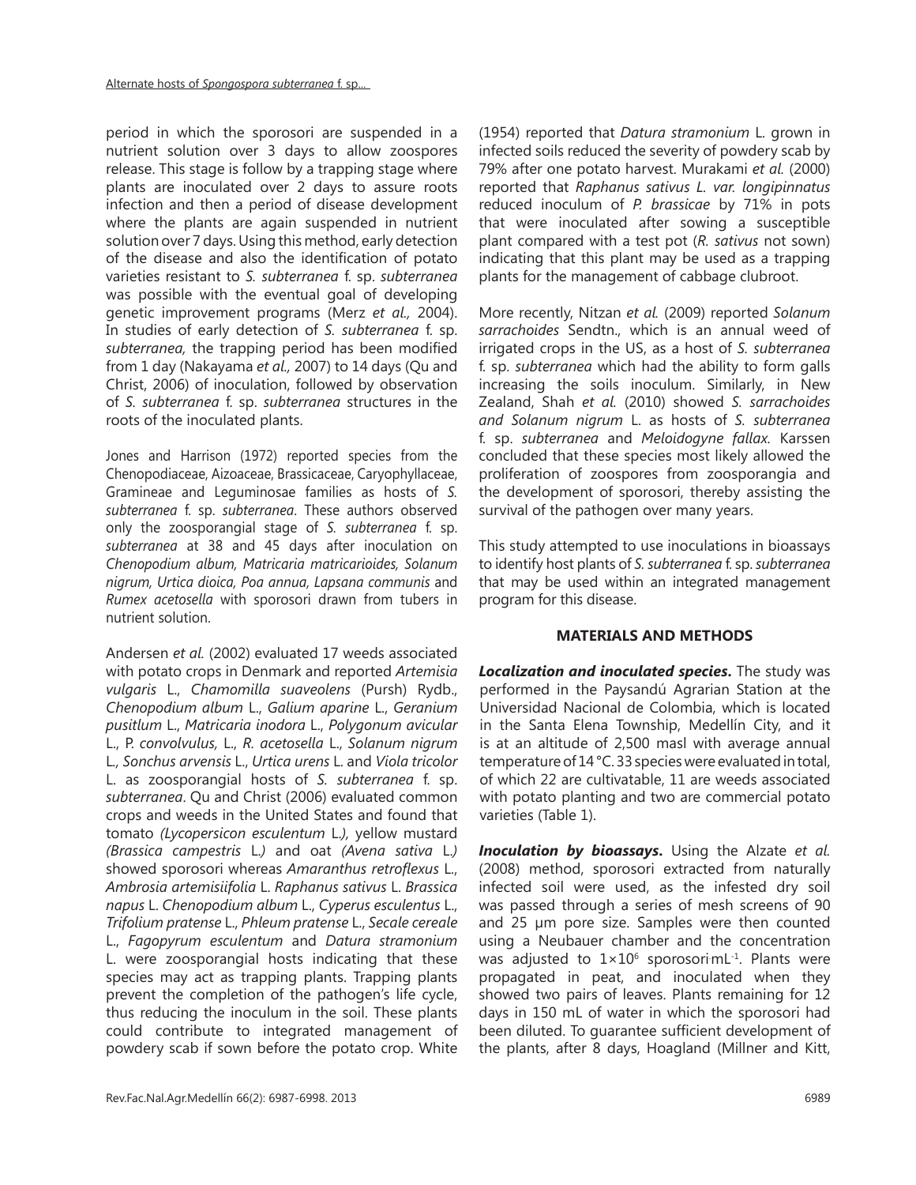period in which the sporosori are suspended in a nutrient solution over 3 days to allow zoospores release. This stage is follow by a trapping stage where plants are inoculated over 2 days to assure roots infection and then a period of disease development where the plants are again suspended in nutrient solution over 7 days. Using this method, early detection of the disease and also the identification of potato varieties resistant to *S. subterranea* f. sp. *subterranea* was possible with the eventual goal of developing genetic improvement programs (Merz *et al.,* 2004). In studies of early detection of *S. subterranea* f. sp. *subterranea,* the trapping period has been modified from 1 day (Nakayama *et al.,* 2007) to 14 days (Qu and Christ, 2006) of inoculation, followed by observation of *S. subterranea* f. sp. *subterranea* structures in the roots of the inoculated plants.

Jones and Harrison (1972) reported species from the Chenopodiaceae, Aizoaceae, Brassicaceae, Caryophyllaceae, Gramineae and Leguminosae families as hosts of *S. subterranea* f. sp. *subterranea*. These authors observed only the zoosporangial stage of *S. subterranea* f. sp. *subterranea* at 38 and 45 days after inoculation on *Chenopodium album, Matricaria matricarioides, Solanum nigrum, Urtica dioica, Poa annua, Lapsana communis* and *Rumex acetosella* with sporosori drawn from tubers in nutrient solution.

Andersen *et al.* (2002) evaluated 17 weeds associated with potato crops in Denmark and reported *Artemisia vulgaris* L., *Chamomilla suaveolens* (Pursh) Rydb., *Chenopodium album* L., *Galium aparine* L., *Geranium pusitlum* L., *Matricaria inodora* L., *Polygonum avicular* L., *P. convolvulus,* L., *R. acetosella* L., *Solanum nigrum* L., *Sonchus arvensis* L., *Urtica urens* L. and *Viola tricolor* L. as zoosporangial hosts of *S. subterranea* f. sp. *subterranea*. Qu and Christ (2006) evaluated common crops and weeds in the United States and found that tomato *(Lycopersicon esculentum* L.*),* yellow mustard *(Brassica campestris* L.*)* and oat *(Avena sativa* L.*)* showed sporosori whereas *Amaranthus retroflexus* L., *Ambrosia artemisiifolia* L. *Raphanus sativus* L. *Brassica napus* L. *Chenopodium album* L., *Cyperus esculentus* L., *Trifolium pratense* L., *Phleum pratense* L., *Secale cereale* L., *Fagopyrum esculentum* and *Datura stramonium* L. were zoosporangial hosts indicating that these species may act as trapping plants. Trapping plants prevent the completion of the pathogen's life cycle, thus reducing the inoculum in the soil. These plants could contribute to integrated management of powdery scab if sown before the potato crop. White (1954) reported that *Datura stramonium* L. grown in infected soils reduced the severity of powdery scab by 79% after one potato harvest. Murakami *et al.* (2000) reported that *Raphanus sativus L. var. longipinnatus* reduced inoculum of *P. brassicae* by 71% in pots that were inoculated after sowing a susceptible plant compared with a test pot (*R. sativus* not sown) indicating that this plant may be used as a trapping plants for the management of cabbage clubroot.

More recently, Nitzan *et al.* (2009) reported *Solanum sarrachoides* Sendtn., which is an annual weed of irrigated crops in the US, as a host of *S. subterranea* f. sp. *subterranea* which had the ability to form galls increasing the soils inoculum. Similarly, in New Zealand, Shah *et al.* (2010) showed *S. sarrachoides and Solanum nigrum* L. as hosts of *S. subterranea* f. sp. *subterranea* and *Meloidogyne fallax*. Karssen concluded that these species most likely allowed the proliferation of zoospores from zoosporangia and the development of sporosori, thereby assisting the survival of the pathogen over many years.

This study attempted to use inoculations in bioassays to identify host plants of *S. subterranea* f. sp. *subterranea* that may be used within an integrated management program for this disease.

## MATERIALS AND METHODS

***Localization and inoculated species.*** The study was performed in the Paysandú Agrarian Station at the Universidad Nacional de Colombia, which is located in the Santa Elena Township, Medellín City, and it is at an altitude of 2,500 masl with average annual temperature of 14 °C. 33 species were evaluated in total, of which 22 are cultivatable, 11 are weeds associated with potato planting and two are commercial potato varieties (Table 1).

***Inoculation by bioassays.*** Using the Alzate *et al.* (2008) method, sporosori extracted from naturally infected soil were used, as the infested dry soil was passed through a series of mesh screens of 90 and 25 µm pore size. Samples were then counted using a Neubauer chamber and the concentration was adjusted to $1{\times}10^6$ sporosori·$mL^{-1}$. Plants were propagated in peat, and inoculated when they showed two pairs of leaves. Plants remaining for 12 days in 150 mL of water in which the sporosori had been diluted. To guarantee sufficient development of the plants, after 8 days, Hoagland (Millner and Kitt,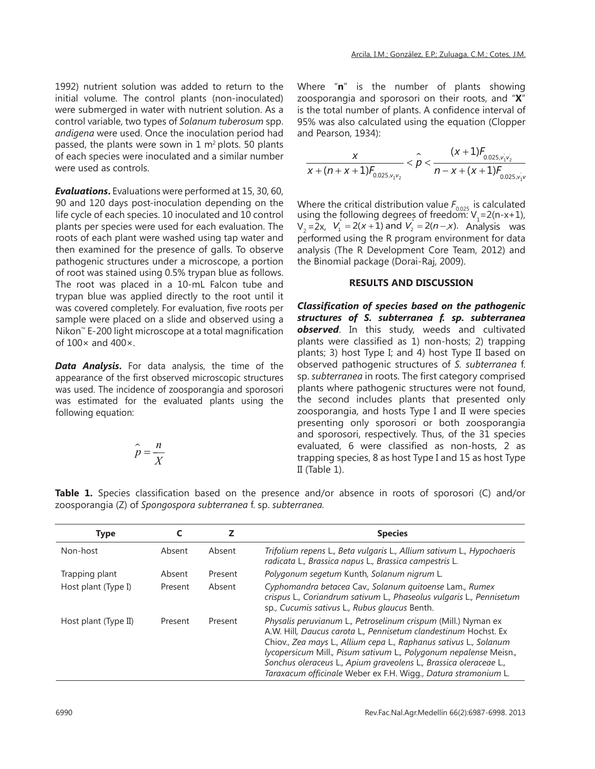1992) nutrient solution was added to return to the initial volume. The control plants (non-inoculated) were submerged in water with nutrient solution. As a control variable, two types of *Solanum tuberosum* spp. *andigena* were used. Once the inoculation period had passed, the plants were sown in 1 $m^2$ plots. 50 plants of each species were inoculated and a similar number were used as controls.

***Evaluations***. Evaluations were performed at 15, 30, 60, 90 and 120 days post-inoculation depending on the life cycle of each species. 10 inoculated and 10 control plants per species were used for each evaluation. The roots of each plant were washed using tap water and then examined for the presence of galls. To observe pathogenic structures under a microscope, a portion of root was stained using 0.5% trypan blue as follows. The root was placed in a 10-mL Falcon tube and trypan blue was applied directly to the root until it was covered completely. For evaluation, five roots per sample were placed on a slide and observed using a Nikon™ E-200 light microscope at a total magnification of 100× and 400×.

***Data Analysis***. For data analysis, the time of the appearance of the first observed microscopic structures was used. The incidence of zoosporangia and sporosori was estimated for the evaluated plants using the following equation:

$$\hat{p} = \frac{n}{X}$$

Where "**n**" is the number of plants showing zoosporangia and sporosori on their roots, and "**X**" is the total number of plants. A confidence interval of 95% was also calculated using the equation (Clopper and Pearson, 1934):

$$\frac{x}{x+(n+x+1)F_{0.025,v_1v_2}} < \hat{p} < \frac{(x+1)F_{0.025,v_1^{'}v_2^{'}}}{n-x+(x+1)F_{0.025,v_1^{'}v^{'}}}$$

Where the critical distribution value $F_{0.025}$ is calculated using the following degrees of freedom: $V_1$=2(n-x+1), $V_2$=2x, $V_1^{'}=2(x+1)$ and $V_2^{'}=2(n-x)$. Analysis was performed using the R program environment for data analysis (The R Development Core Team, 2012) and the Binomial package (Dorai-Raj, 2009).

## RESULTS AND DISCUSSION

***Classification of species based on the pathogenic structures of S. subterranea f. sp. subterranea observed***. In this study, weeds and cultivated plants were classified as 1) non-hosts; 2) trapping plants; 3) host Type I; and 4) host Type II based on observed pathogenic structures of *S. subterranea* f. sp. *subterranea* in roots. The first category comprised plants where pathogenic structures were not found, the second includes plants that presented only zoosporangia, and hosts Type I and II were species presenting only sporosori or both zoosporangia and sporosori, respectively. Thus, of the 31 species evaluated, 6 were classified as non-hosts, 2 as trapping species, 8 as host Type I and 15 as host Type II (Table 1).

**Table 1.** Species classification based on the presence and/or absence in roots of sporosori (C) and/or zoosporangia (Z) of *Spongospora subterranea* f. sp. *subterranea.*

| Type | C | Z | Species |
|---|---|---|---|
| Non-host | Absent | Absent | *Trifolium repens* L., *Beta vulgaris* L., *Allium sativum* L., *Hypochaeris radicata* L., *Brassica napus* L., *Brassica campestris* L. |
| Trapping plant | Absent | Present | *Polygonum segetum* Kunth, *Solanum nigrum* L. |
| Host plant (Type I) | Present | Absent | *Cyphomandra betacea* Cav., *Solanum quitoense* Lam., *Rumex crispus* L., *Coriandrum sativum* L., *Phaseolus vulgaris* L., *Pennisetum* sp., *Cucumis sativus* L., *Rubus glaucus* Benth. |
| Host plant (Type II) | Present | Present | *Physalis peruvianum* L., *Petroselinum crispum* (Mill.) Nyman ex A.W. Hill, *Daucus carota* L., *Pennisetum clandestinum* Hochst. Ex Chiov., *Zea mays* L., *Allium cepa* L., *Raphanus sativus* L., *Solanum lycopersicum* Mill., *Pisum sativum* L., *Polygonum nepalense* Meisn., *Sonchus oleraceus* L., *Apium graveolens* L., *Brassica oleraceae* L., *Taraxacum officinale* Weber ex F.H. Wigg., *Datura stramonium* L. |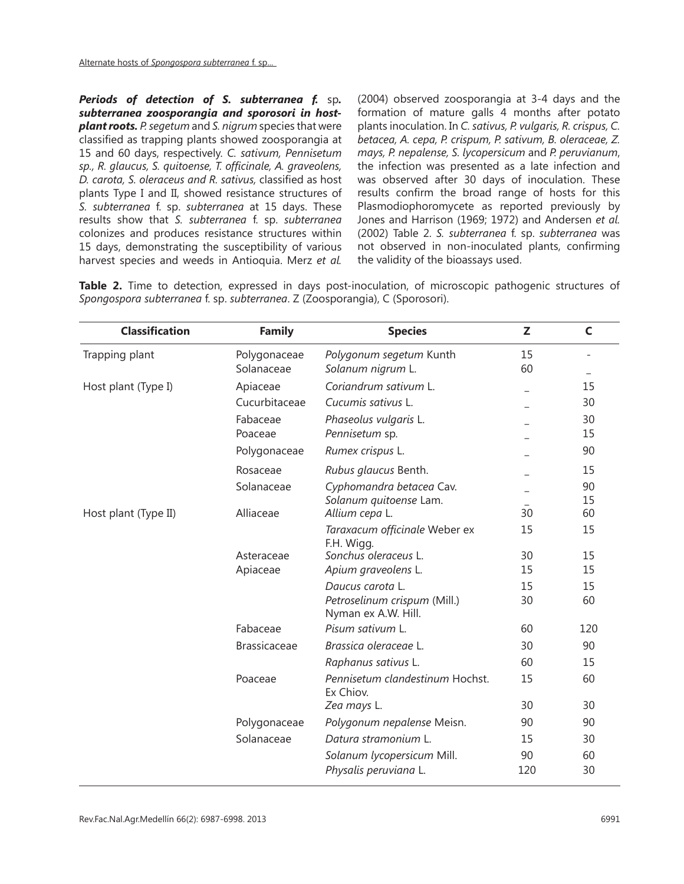***Periods of detection of S. subterranea f.* sp*. subterranea* zoosporangia and sporosori in host-plant roots.** *P. segetum* and *S. nigrum* species that were classified as trapping plants showed zoosporangia at 15 and 60 days, respectively. *C. sativum, Pennisetum sp., R. glaucus, S. quitoense, T. officinale, A. graveolens, D. carota, S. oleraceus and R. sativus,* classified as host plants Type I and II, showed resistance structures of *S. subterranea* f. sp. *subterranea* at 15 days. These results show that *S. subterranea* f. sp. *subterranea* colonizes and produces resistance structures within 15 days, demonstrating the susceptibility of various harvest species and weeds in Antioquia. Merz *et al.* (2004) observed zoosporangia at 3-4 days and the formation of mature galls 4 months after potato plants inoculation. In *C. sativus, P. vulgaris, R. crispus, C. betacea, A. cepa, P. crispum, P. sativum, B. oleraceae, Z. mays, P. nepalense, S. lycopersicum* and *P. peruvianum*, the infection was presented as a late infection and was observed after 30 days of inoculation. These results confirm the broad range of hosts for this Plasmodiophoromycete as reported previously by Jones and Harrison (1969; 1972) and Andersen *et al.* (2002) Table 2. *S. subterranea* f. sp. *subterranea* was not observed in non-inoculated plants, confirming the validity of the bioassays used.

**Table 2.** Time to detection, expressed in days post-inoculation, of microscopic pathogenic structures of *Spongospora subterranea* f. sp. *subterranea*. Z (Zoosporangia), C (Sporosori).

| Classification | Family | Species | Z | C |
|---|---|---|---|---|
| Trapping plant | Polygonaceae | *Polygonum segetum* Kunth | 15 | - |
| | Solanaceae | *Solanum nigrum* L. | 60 | _ |
| Host plant (Type I) | Apiaceae | *Coriandrum sativum* L. | _ | 15 |
| | Cucurbitaceae | *Cucumis sativus* L. | _ | 30 |
| | Fabaceae | *Phaseolus vulgaris* L. | _ | 30 |
| | Poaceae | *Pennisetum* sp. | _ | 15 |
| | Polygonaceae | *Rumex crispus* L. | _ | 90 |
| | Rosaceae | *Rubus glaucus* Benth. | _ | 15 |
| | Solanaceae | *Cyphomandra betacea* Cav. | _ | 90 |
| | | *Solanum quitoense* Lam. | _ | 15 |
| Host plant (Type II) | Alliaceae | *Allium cepa* L. | 30 | 60 |
| | | *Taraxacum officinale* Weber ex F.H. Wigg. | 15 | 15 |
| | Asteraceae | *Sonchus oleraceus* L. | 30 | 15 |
| | Apiaceae | *Apium graveolens* L. | 15 | 15 |
| | | *Daucus carota* L. | 15 | 15 |
| | | *Petroselinum crispum* (Mill.) Nyman ex A.W. Hill. | 30 | 60 |
| | Fabaceae | *Pisum sativum* L. | 60 | 120 |
| | Brassicaceae | *Brassica oleraceae* L. | 30 | 90 |
| | | *Raphanus sativus* L. | 60 | 15 |
| | Poaceae | *Pennisetum clandestinum* Hochst. Ex Chiov. | 15 | 60 |
| | | *Zea mays* L. | 30 | 30 |
| | Polygonaceae | *Polygonum nepalense* Meisn. | 90 | 90 |
| | Solanaceae | *Datura stramonium* L. | 15 | 30 |
| | | *Solanum lycopersicum* Mill. | 90 | 60 |
| | | *Physalis peruviana* L. | 120 | 30 |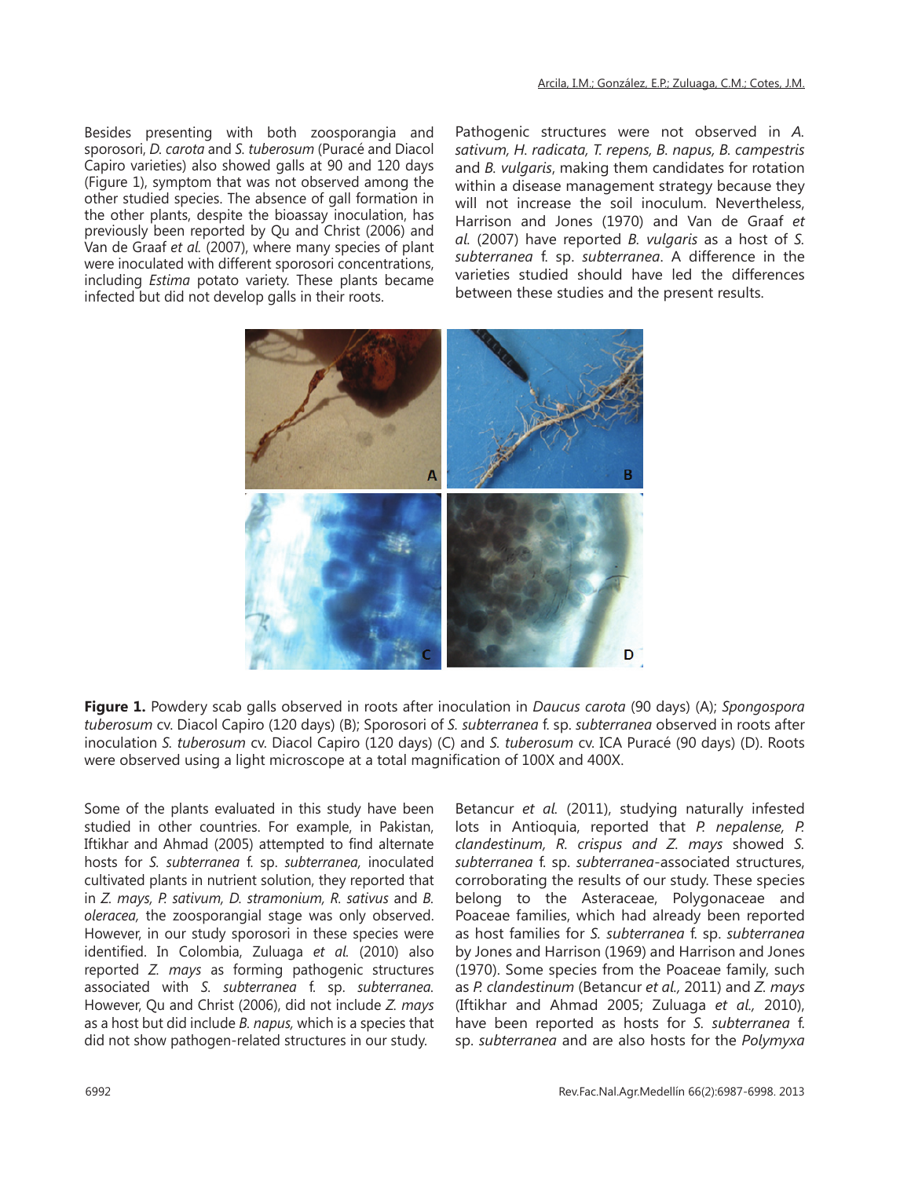Besides presenting with both zoosporangia and sporosori, *D. carota* and *S. tuberosum* (Puracé and Diacol Capiro varieties) also showed galls at 90 and 120 days (Figure 1), symptom that was not observed among the other studied species. The absence of gall formation in the other plants, despite the bioassay inoculation, has previously been reported by Qu and Christ (2006) and Van de Graaf *et al.* (2007), where many species of plant were inoculated with different sporosori concentrations, including *Estima* potato variety. These plants became infected but did not develop galls in their roots.

Pathogenic structures were not observed in *A. sativum, H. radicata, T. repens, B. napus, B. campestris* and *B. vulgaris*, making them candidates for rotation within a disease management strategy because they will not increase the soil inoculum. Nevertheless, Harrison and Jones (1970) and Van de Graaf *et al.* (2007) have reported *B. vulgaris* as a host of *S. subterranea* f. sp. *subterranea*. A difference in the varieties studied should have led the differences between these studies and the present results.

**Figure 1.** Powdery scab galls observed in roots after inoculation in *Daucus carota* (90 days) (A); *Spongospora tuberosum* cv. Diacol Capiro (120 days) (B); Sporosori of *S. subterranea* f. sp. *subterranea* observed in roots after inoculation *S. tuberosum* cv. Diacol Capiro (120 days) (C) and *S. tuberosum* cv. ICA Puracé (90 days) (D). Roots were observed using a light microscope at a total magnification of 100X and 400X.

Some of the plants evaluated in this study have been studied in other countries. For example, in Pakistan, Iftikhar and Ahmad (2005) attempted to find alternate hosts for *S. subterranea* f. sp. *subterranea*, inoculated cultivated plants in nutrient solution, they reported that in *Z. mays, P. sativum, D. stramonium, R. sativus* and *B. oleracea*, the zoosporangial stage was only observed. However, in our study sporosori in these species were identified. In Colombia, Zuluaga *et al.* (2010) also reported *Z. mays* as forming pathogenic structures associated with *S. subterranea* f. sp. *subterranea.* However, Qu and Christ (2006), did not include *Z. mays* as a host but did include *B. napus,* which is a species that did not show pathogen-related structures in our study.

Betancur *et al.* (2011), studying naturally infested lots in Antioquia, reported that *P. nepalense, P. clandestinum, R. crispus and Z. mays* showed *S. subterranea* f. sp. *subterranea*-associated structures, corroborating the results of our study. These species belong to the Asteraceae, Polygonaceae and Poaceae families, which had already been reported as host families for *S. subterranea* f. sp. *subterranea* by Jones and Harrison (1969) and Harrison and Jones (1970). Some species from the Poaceae family, such as *P. clandestinum* (Betancur *et al.*, 2011) and *Z. mays* (Iftikhar and Ahmad 2005; Zuluaga *et al.,* 2010), have been reported as hosts for *S. subterranea* f. sp. *subterranea* and are also hosts for the *Polymyxa*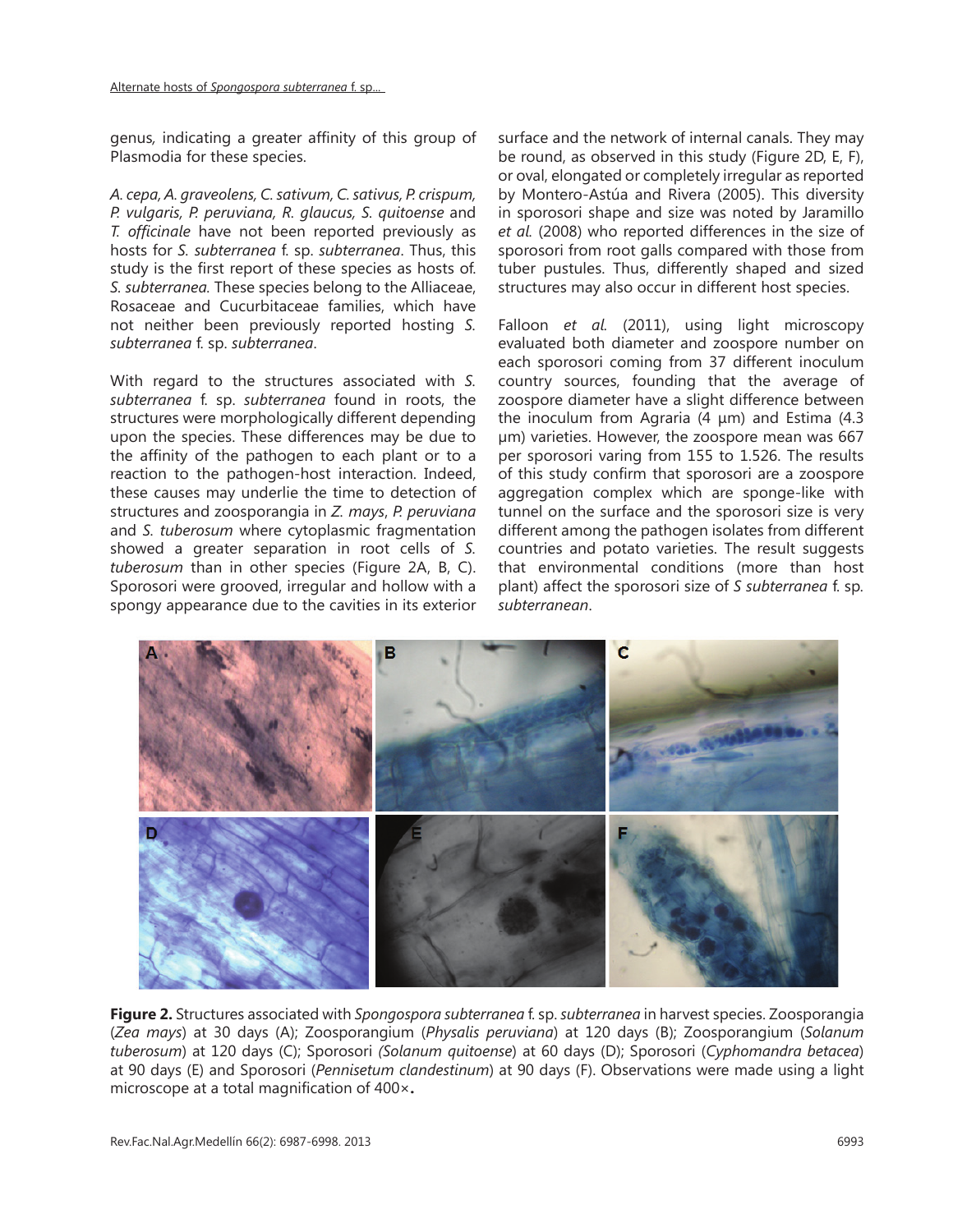genus, indicating a greater affinity of this group of Plasmodia for these species.

*A. cepa, A. graveolens, C. sativum, C. sativus, P. crispum, P. vulgaris, P. peruviana, R. glaucus, S. quitoense* and *T. officinale* have not been reported previously as hosts for *S. subterranea* f. sp. *subterranea*. Thus, this study is the first report of these species as hosts of. *S. subterranea.* These species belong to the Alliaceae, Rosaceae and Cucurbitaceae families, which have not neither been previously reported hosting *S. subterranea* f. sp. *subterranea*.

With regard to the structures associated with *S. subterranea* f. sp. *subterranea* found in roots, the structures were morphologically different depending upon the species. These differences may be due to the affinity of the pathogen to each plant or to a reaction to the pathogen-host interaction. Indeed, these causes may underlie the time to detection of structures and zoosporangia in *Z. mays*, *P. peruviana* and *S. tuberosum* where cytoplasmic fragmentation showed a greater separation in root cells of *S. tuberosum* than in other species (Figure 2A, B, C). Sporosori were grooved, irregular and hollow with a spongy appearance due to the cavities in its exterior surface and the network of internal canals. They may be round, as observed in this study (Figure 2D, E, F), or oval, elongated or completely irregular as reported by Montero-Astúa and Rivera (2005). This diversity in sporosori shape and size was noted by Jaramillo *et al.* (2008) who reported differences in the size of sporosori from root galls compared with those from tuber pustules. Thus, differently shaped and sized structures may also occur in different host species.

Falloon *et al.* (2011), using light microscopy evaluated both diameter and zoospore number on each sporosori coming from 37 different inoculum country sources, founding that the average of zoospore diameter have a slight difference between the inoculum from Agraria (4 µm) and Estima (4.3 µm) varieties. However, the zoospore mean was 667 per sporosori varing from 155 to 1.526. The results of this study confirm that sporosori are a zoospore aggregation complex which are sponge-like with tunnel on the surface and the sporosori size is very different among the pathogen isolates from different countries and potato varieties. The result suggests that environmental conditions (more than host plant) affect the sporosori size of *S subterranea* f. sp. *subterranean*.

**Figure 2.** Structures associated with *Spongospora subterranea* f. sp. *subterranea* in harvest species. Zoosporangia (*Zea mays*) at 30 days (A); Zoosporangium (*Physalis peruviana*) at 120 days (B); Zoosporangium (*Solanum tuberosum*) at 120 days (C); Sporosori *(Solanum quitoense*) at 60 days (D); Sporosori (*Cyphomandra betacea*) at 90 days (E) and Sporosori (*Pennisetum clandestinum*) at 90 days (F). Observations were made using a light microscope at a total magnification of 400×.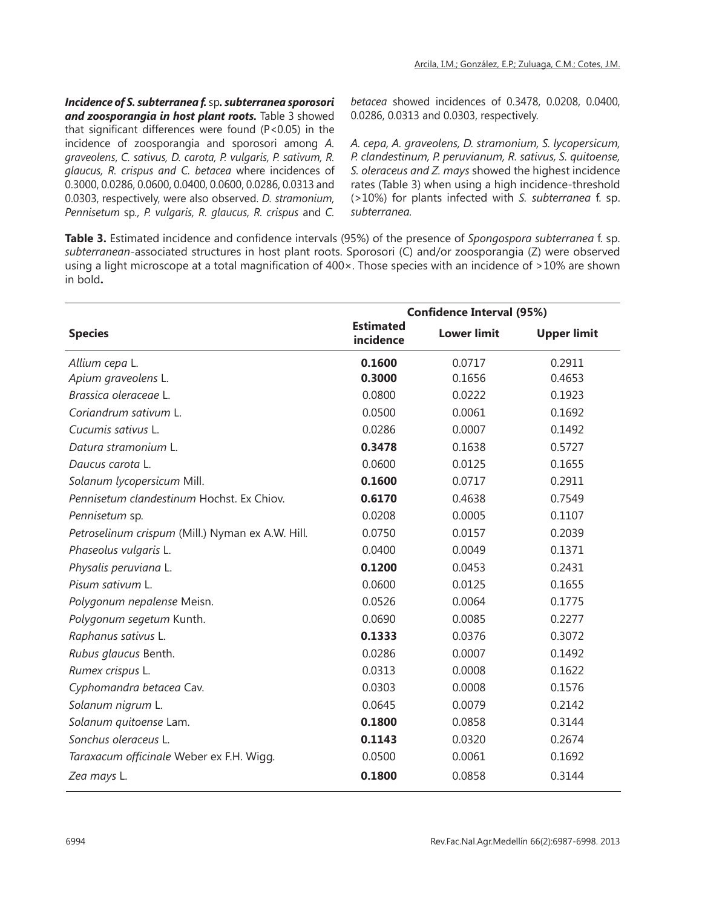***Incidence of S. subterranea f.* sp. *subterranea sporosori and zoosporangia in host plant roots.*** Table 3 showed that significant differences were found ($P<0.05$) in the incidence of zoosporangia and sporosori among *A. graveolens*, *C. sativus, D. carota, P. vulgaris, P. sativum, R. glaucus, R. crispus and C. betacea* where incidences of 0.3000, 0.0286, 0.0600, 0.0400, 0.0600, 0.0286, 0.0313 and 0.0303, respectively, were also observed. *D. stramonium, Pennisetum* sp*., P. vulgaris, R. glaucus, R. crispus* and *C. betacea* showed incidences of 0.3478, 0.0208, 0.0400, 0.0286, 0.0313 and 0.0303, respectively.

*A. cepa, A. graveolens, D. stramonium, S. lycopersicum, P. clandestinum, P. peruvianum, R. sativus, S. quitoense, S. oleraceus and Z. mays* showed the highest incidence rates (Table 3) when using a high incidence-threshold (>10%) for plants infected with *S. subterranea* f. sp. *subterranea.*

**Table 3.** Estimated incidence and confidence intervals (95%) of the presence of *Spongospora subterranea* f. sp. *subterranean*-associated structures in host plant roots. Sporosori (C) and/or zoosporangia (Z) were observed using a light microscope at a total magnification of 400×. Those species with an incidence of >10% are shown in bold**.**

| Species | Estimated incidence | Confidence Interval (95%) | |
|---|---|---|---|
| | | Lower limit | Upper limit |
| *Allium cepa* L. | **0.1600** | 0.0717 | 0.2911 |
| *Apium graveolens* L. | **0.3000** | 0.1656 | 0.4653 |
| *Brassica oleraceae* L. | 0.0800 | 0.0222 | 0.1923 |
| *Coriandrum sativum* L. | 0.0500 | 0.0061 | 0.1692 |
| *Cucumis sativus* L. | 0.0286 | 0.0007 | 0.1492 |
| *Datura stramonium* L. | **0.3478** | 0.1638 | 0.5727 |
| *Daucus carota* L. | 0.0600 | 0.0125 | 0.1655 |
| *Solanum lycopersicum* Mill. | **0.1600** | 0.0717 | 0.2911 |
| *Pennisetum clandestinum* Hochst. Ex Chiov. | **0.6170** | 0.4638 | 0.7549 |
| *Pennisetum* sp. | 0.0208 | 0.0005 | 0.1107 |
| *Petroselinum crispum* (Mill.) Nyman ex A.W. Hill. | 0.0750 | 0.0157 | 0.2039 |
| *Phaseolus vulgaris* L. | 0.0400 | 0.0049 | 0.1371 |
| *Physalis peruviana* L. | **0.1200** | 0.0453 | 0.2431 |
| *Pisum sativum* L. | 0.0600 | 0.0125 | 0.1655 |
| *Polygonum nepalense* Meisn. | 0.0526 | 0.0064 | 0.1775 |
| *Polygonum segetum* Kunth. | 0.0690 | 0.0085 | 0.2277 |
| *Raphanus sativus* L. | **0.1333** | 0.0376 | 0.3072 |
| *Rubus glaucus* Benth. | 0.0286 | 0.0007 | 0.1492 |
| *Rumex crispus* L. | 0.0313 | 0.0008 | 0.1622 |
| *Cyphomandra betacea* Cav. | 0.0303 | 0.0008 | 0.1576 |
| *Solanum nigrum* L. | 0.0645 | 0.0079 | 0.2142 |
| *Solanum quitoense* Lam. | **0.1800** | 0.0858 | 0.3144 |
| *Sonchus oleraceus* L. | **0.1143** | 0.0320 | 0.2674 |
| *Taraxacum officinale* Weber ex F.H. Wigg. | 0.0500 | 0.0061 | 0.1692 |
| *Zea mays* L. | **0.1800** | 0.0858 | 0.3144 |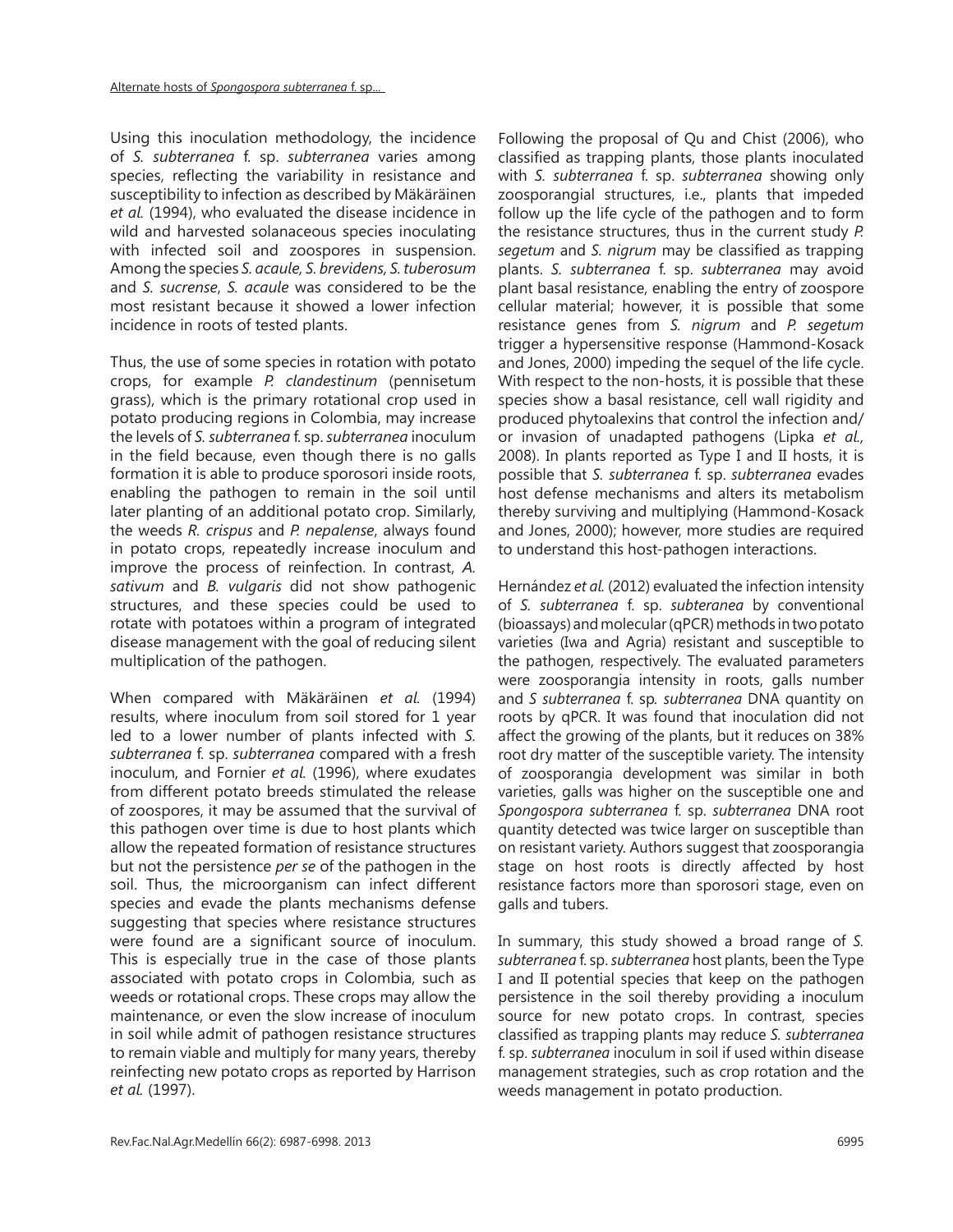Using this inoculation methodology, the incidence of *S. subterranea* f. sp. *subterranea* varies among species, reflecting the variability in resistance and susceptibility to infection as described by Mäkäräinen *et al.* (1994), who evaluated the disease incidence in wild and harvested solanaceous species inoculating with infected soil and zoospores in suspension. Among the species *S. acaule, S. brevidens, S. tuberosum* and *S. sucrense*, *S. acaule* was considered to be the most resistant because it showed a lower infection incidence in roots of tested plants.

Thus, the use of some species in rotation with potato crops, for example *P. clandestinum* (pennisetum grass), which is the primary rotational crop used in potato producing regions in Colombia, may increase the levels of *S. subterranea* f. sp. *subterranea* inoculum in the field because, even though there is no galls formation it is able to produce sporosori inside roots, enabling the pathogen to remain in the soil until later planting of an additional potato crop. Similarly, the weeds *R. crispus* and *P. nepalense*, always found in potato crops, repeatedly increase inoculum and improve the process of reinfection. In contrast, *A. sativum* and *B. vulgaris* did not show pathogenic structures, and these species could be used to rotate with potatoes within a program of integrated disease management with the goal of reducing silent multiplication of the pathogen.

When compared with Mäkäräinen *et al.* (1994) results, where inoculum from soil stored for 1 year led to a lower number of plants infected with *S. subterranea* f. sp. *subterranea* compared with a fresh inoculum, and Fornier *et al.* (1996), where exudates from different potato breeds stimulated the release of zoospores, it may be assumed that the survival of this pathogen over time is due to host plants which allow the repeated formation of resistance structures but not the persistence *per se* of the pathogen in the soil. Thus, the microorganism can infect different species and evade the plants mechanisms defense suggesting that species where resistance structures were found are a significant source of inoculum. This is especially true in the case of those plants associated with potato crops in Colombia, such as weeds or rotational crops. These crops may allow the maintenance, or even the slow increase of inoculum in soil while admit of pathogen resistance structures to remain viable and multiply for many years, thereby reinfecting new potato crops as reported by Harrison *et al.* (1997).

Following the proposal of Qu and Chist (2006), who classified as trapping plants, those plants inoculated with *S. subterranea* f. sp. *subterranea* showing only zoosporangial structures, i.e., plants that impeded follow up the life cycle of the pathogen and to form the resistance structures, thus in the current study *P. segetum* and *S. nigrum* may be classified as trapping plants. *S. subterranea* f. sp. *subterranea* may avoid plant basal resistance, enabling the entry of zoospore cellular material; however, it is possible that some resistance genes from *S. nigrum* and *P. segetum* trigger a hypersensitive response (Hammond-Kosack and Jones, 2000) impeding the sequel of the life cycle. With respect to the non-hosts, it is possible that these species show a basal resistance, cell wall rigidity and produced phytoalexins that control the infection and/or invasion of unadapted pathogens (Lipka *et al.,* 2008). In plants reported as Type I and II hosts, it is possible that *S. subterranea* f. sp. *subterranea* evades host defense mechanisms and alters its metabolism thereby surviving and multiplying (Hammond-Kosack and Jones, 2000); however, more studies are required to understand this host-pathogen interactions.

Hernández *et al.* (2012) evaluated the infection intensity of *S. subterranea* f. sp. *subteranea* by conventional (bioassays) and molecular (qPCR) methods in two potato varieties (Iwa and Agria) resistant and susceptible to the pathogen, respectively. The evaluated parameters were zoosporangia intensity in roots, galls number and *S subterranea* f. sp. *subterranea* DNA quantity on roots by qPCR. It was found that inoculation did not affect the growing of the plants, but it reduces on 38% root dry matter of the susceptible variety. The intensity of zoosporangia development was similar in both varieties, galls was higher on the susceptible one and *Spongospora subterranea* f. sp. *subterranea* DNA root quantity detected was twice larger on susceptible than on resistant variety. Authors suggest that zoosporangia stage on host roots is directly affected by host resistance factors more than sporosori stage, even on galls and tubers.

In summary, this study showed a broad range of *S. subterranea* f. sp. *subterranea* host plants, been the Type I and II potential species that keep on the pathogen persistence in the soil thereby providing a inoculum source for new potato crops. In contrast, species classified as trapping plants may reduce *S. subterranea* f. sp. *subterranea* inoculum in soil if used within disease management strategies, such as crop rotation and the weeds management in potato production.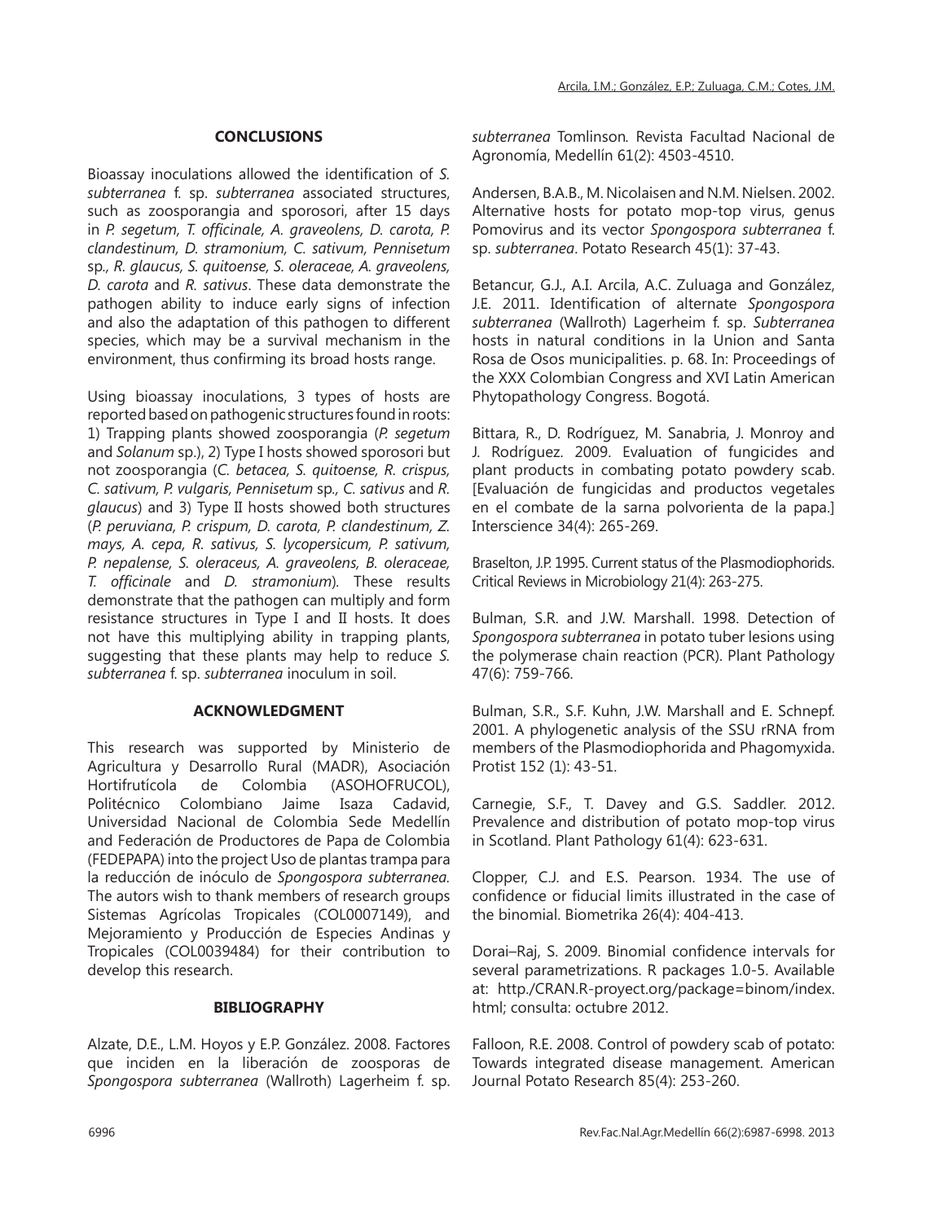## CONCLUSIONS

Bioassay inoculations allowed the identification of *S. subterranea* f. sp. *subterranea* associated structures, such as zoosporangia and sporosori, after 15 days in *P. segetum, T. officinale, A. graveolens, D. carota, P. clandestinum, D. stramonium, C. sativum, Pennisetum* sp.*, R. glaucus, S. quitoense, S. oleraceae, A. graveolens, D. carota* and *R. sativus*. These data demonstrate the pathogen ability to induce early signs of infection and also the adaptation of this pathogen to different species, which may be a survival mechanism in the environment, thus confirming its broad hosts range.

Using bioassay inoculations, 3 types of hosts are reported based on pathogenic structures found in roots: 1) Trapping plants showed zoosporangia (*P. segetum* and *Solanum* sp.), 2) Type I hosts showed sporosori but not zoosporangia (*C. betacea, S. quitoense, R. crispus, C. sativum, P. vulgaris, Pennisetum* sp.*, C. sativus* and *R. glaucus*) and 3) Type II hosts showed both structures (*P. peruviana, P. crispum, D. carota, P. clandestinum, Z. mays, A. cepa, R. sativus, S. lycopersicum, P. sativum, P. nepalense, S. oleraceus, A. graveolens, B. oleraceae, T. officinale* and *D. stramonium*). These results demonstrate that the pathogen can multiply and form resistance structures in Type I and II hosts. It does not have this multiplying ability in trapping plants, suggesting that these plants may help to reduce *S. subterranea* f. sp. *subterranea* inoculum in soil.

## ACKNOWLEDGMENT

This research was supported by Ministerio de Agricultura y Desarrollo Rural (MADR), Asociación Hortifrutícola de Colombia (ASOHOFRUCOL), Politécnico Colombiano Jaime Isaza Cadavid, Universidad Nacional de Colombia Sede Medellín and Federación de Productores de Papa de Colombia (FEDEPAPA) into the project Uso de plantas trampa para la reducción de inóculo de *Spongospora subterranea.* The autors wish to thank members of research groups Sistemas Agrícolas Tropicales (COL0007149), and Mejoramiento y Producción de Especies Andinas y Tropicales (COL0039484) for their contribution to develop this research.

## BIBLIOGRAPHY

Alzate, D.E., L.M. Hoyos y E.P. González. 2008. Factores que inciden en la liberación de zoosporas de *Spongospora subterranea* (Wallroth) Lagerheim f. sp. *subterranea* Tomlinson*.* Revista Facultad Nacional de Agronomía, Medellín 61(2): 4503-4510.

Andersen, B.A.B., M. Nicolaisen and N.M. Nielsen. 2002. Alternative hosts for potato mop-top virus, genus Pomovirus and its vector *Spongospora subterranea* f. sp. *subterranea*. Potato Research 45(1): 37-43.

Betancur, G.J., A.I. Arcila, A.C. Zuluaga and González, J.E. 2011. Identification of alternate *Spongospora subterranea* (Wallroth) Lagerheim f. sp. *Subterranea* hosts in natural conditions in la Union and Santa Rosa de Osos municipalities. p. 68. In: Proceedings of the XXX Colombian Congress and XVI Latin American Phytopathology Congress. Bogotá.

Bittara, R., D. Rodríguez, M. Sanabria, J. Monroy and J. Rodríguez. 2009. Evaluation of fungicides and plant products in combating potato powdery scab. [Evaluación de fungicidas and productos vegetales en el combate de la sarna polvorienta de la papa.] Interscience 34(4): 265-269.

Braselton, J.P. 1995. Current status of the Plasmodiophorids. Critical Reviews in Microbiology 21(4): 263-275.

Bulman, S.R. and J.W. Marshall. 1998. Detection of *Spongospora subterranea* in potato tuber lesions using the polymerase chain reaction (PCR). Plant Pathology 47(6): 759-766.

Bulman, S.R., S.F. Kuhn, J.W. Marshall and E. Schnepf. 2001. A phylogenetic analysis of the SSU rRNA from members of the Plasmodiophorida and Phagomyxida. Protist 152 (1): 43-51.

Carnegie, S.F., T. Davey and G.S. Saddler. 2012. Prevalence and distribution of potato mop-top virus in Scotland. Plant Pathology 61(4): 623-631.

Clopper, C.J. and E.S. Pearson. 1934. The use of confidence or fiducial limits illustrated in the case of the binomial. Biometrika 26(4): 404-413.

Dorai–Raj, S. 2009. Binomial confidence intervals for several parametrizations. R packages 1.0-5. Available at: http./CRAN.R-proyect.org/package=binom/index.html; consulta: octubre 2012.

Falloon, R.E. 2008. Control of powdery scab of potato: Towards integrated disease management. American Journal Potato Research 85(4): 253-260.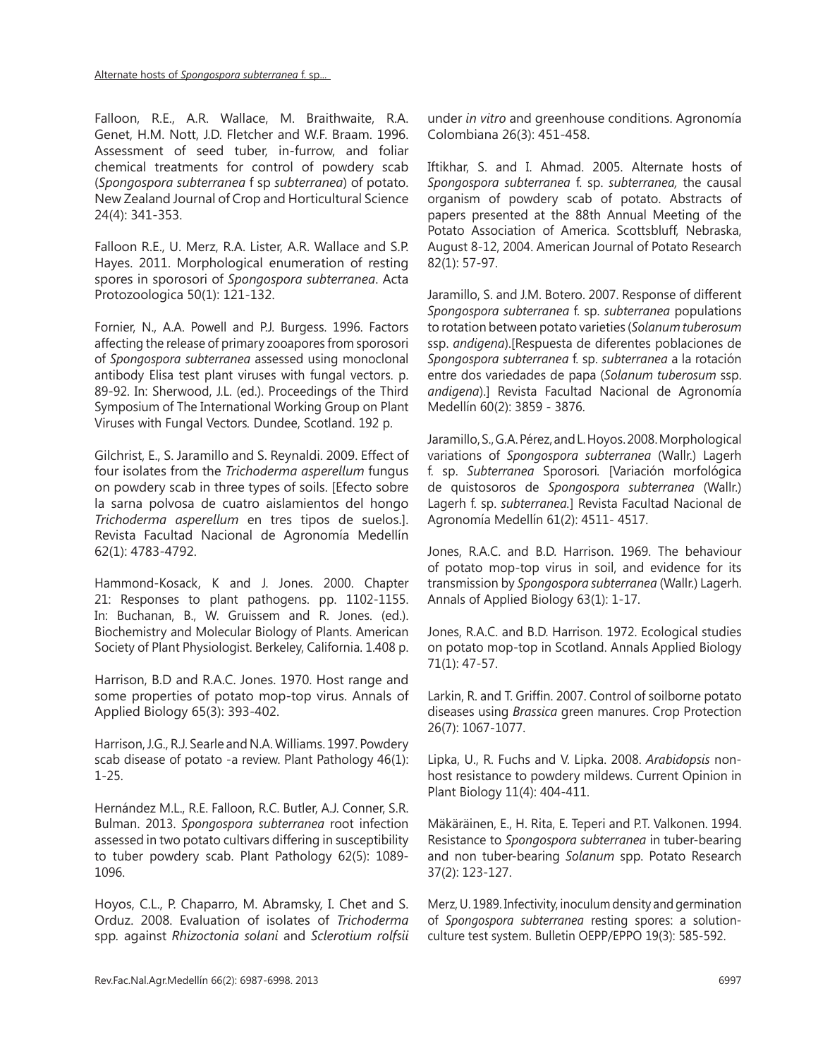Falloon, R.E., A.R. Wallace, M. Braithwaite, R.A. Genet, H.M. Nott, J.D. Fletcher and W.F. Braam. 1996. Assessment of seed tuber, in-furrow, and foliar chemical treatments for control of powdery scab (*Spongospora subterranea* f sp *subterranea*) of potato. New Zealand Journal of Crop and Horticultural Science 24(4): 341-353.

Falloon R.E., U. Merz, R.A. Lister, A.R. Wallace and S.P. Hayes. 2011. Morphological enumeration of resting spores in sporosori of *Spongospora subterranea*. Acta Protozoologica 50(1): 121-132.

Fornier, N., A.A. Powell and P.J. Burgess. 1996. Factors affecting the release of primary zooapores from sporosori of *Spongospora subterranea* assessed using monoclonal antibody Elisa test plant viruses with fungal vectors. p. 89-92. In: Sherwood, J.L. (ed.). Proceedings of the Third Symposium of The International Working Group on Plant Viruses with Fungal Vectors*.* Dundee, Scotland. 192 p.

Gilchrist, E., S. Jaramillo and S. Reynaldi. 2009. Effect of four isolates from the *Trichoderma asperellum* fungus on powdery scab in three types of soils. [Efecto sobre la sarna polvosa de cuatro aislamientos del hongo *Trichoderma asperellum* en tres tipos de suelos.]. Revista Facultad Nacional de Agronomía Medellín 62(1): 4783-4792.

Hammond-Kosack, K and J. Jones. 2000. Chapter 21: Responses to plant pathogens. pp. 1102-1155. In: Buchanan, B., W. Gruissem and R. Jones. (ed.). Biochemistry and Molecular Biology of Plants. American Society of Plant Physiologist. Berkeley, California. 1.408 p.

Harrison, B.D and R.A.C. Jones. 1970. Host range and some properties of potato mop-top virus. Annals of Applied Biology 65(3): 393-402.

Harrison, J.G., R.J. Searle and N.A. Williams. 1997. Powdery scab disease of potato -a review. Plant Pathology 46(1): 1-25.

Hernández M.L., R.E. Falloon, R.C. Butler, A.J. Conner, S.R. Bulman. 2013. *Spongospora subterranea* root infection assessed in two potato cultivars differing in susceptibility to tuber powdery scab. Plant Pathology 62(5): 1089-1096.

Hoyos, C.L., P. Chaparro, M. Abramsky, I. Chet and S. Orduz. 2008. Evaluation of isolates of *Trichoderma* spp. against *Rhizoctonia solani* and *Sclerotium rolfsii* under *in vitro* and greenhouse conditions. Agronomía Colombiana 26(3): 451-458.

Iftikhar, S. and I. Ahmad. 2005. Alternate hosts of *Spongospora subterranea* f. sp. *subterranea,* the causal organism of powdery scab of potato. Abstracts of papers presented at the 88th Annual Meeting of the Potato Association of America. Scottsbluff, Nebraska, August 8-12, 2004. American Journal of Potato Research 82(1): 57-97.

Jaramillo, S. and J.M. Botero. 2007. Response of different *Spongospora subterranea* f. sp. *subterranea* populations to rotation between potato varieties (*Solanum tuberosum* ssp. *andigena*).[Respuesta de diferentes poblaciones de *Spongospora subterranea* f. sp. *subterranea* a la rotación entre dos variedades de papa (*Solanum tuberosum* ssp. *andigena*).] Revista Facultad Nacional de Agronomía Medellín 60(2): 3859 - 3876.

Jaramillo, S., G.A. Pérez, and L. Hoyos. 2008. Morphological variations of *Spongospora subterranea* (Wallr.) Lagerh f. sp. *Subterranea* Sporosori*.* [Variación morfológica de quistosoros de *Spongospora subterranea* (Wallr.) Lagerh f. sp. *subterranea*.] Revista Facultad Nacional de Agronomía Medellín 61(2): 4511- 4517.

Jones, R.A.C. and B.D. Harrison. 1969. The behaviour of potato mop-top virus in soil, and evidence for its transmission by *Spongospora subterranea* (Wallr.) Lagerh. Annals of Applied Biology 63(1): 1-17.

Jones, R.A.C. and B.D. Harrison. 1972. Ecological studies on potato mop-top in Scotland. Annals Applied Biology 71(1): 47-57.

Larkin, R. and T. Griffin. 2007. Control of soilborne potato diseases using *Brassica* green manures. Crop Protection 26(7): 1067-1077.

Lipka, U., R. Fuchs and V. Lipka. 2008. *Arabidopsis* non-host resistance to powdery mildews. Current Opinion in Plant Biology 11(4): 404-411.

Mäkäräinen, E., H. Rita, E. Teperi and P.T. Valkonen. 1994. Resistance to *Spongospora subterranea* in tuber-bearing and non tuber-bearing *Solanum* spp. Potato Research 37(2): 123-127.

Merz, U. 1989. Infectivity, inoculum density and germination of *Spongospora subterranea* resting spores: a solution-culture test system. Bulletin OEPP/EPPO 19(3): 585-592.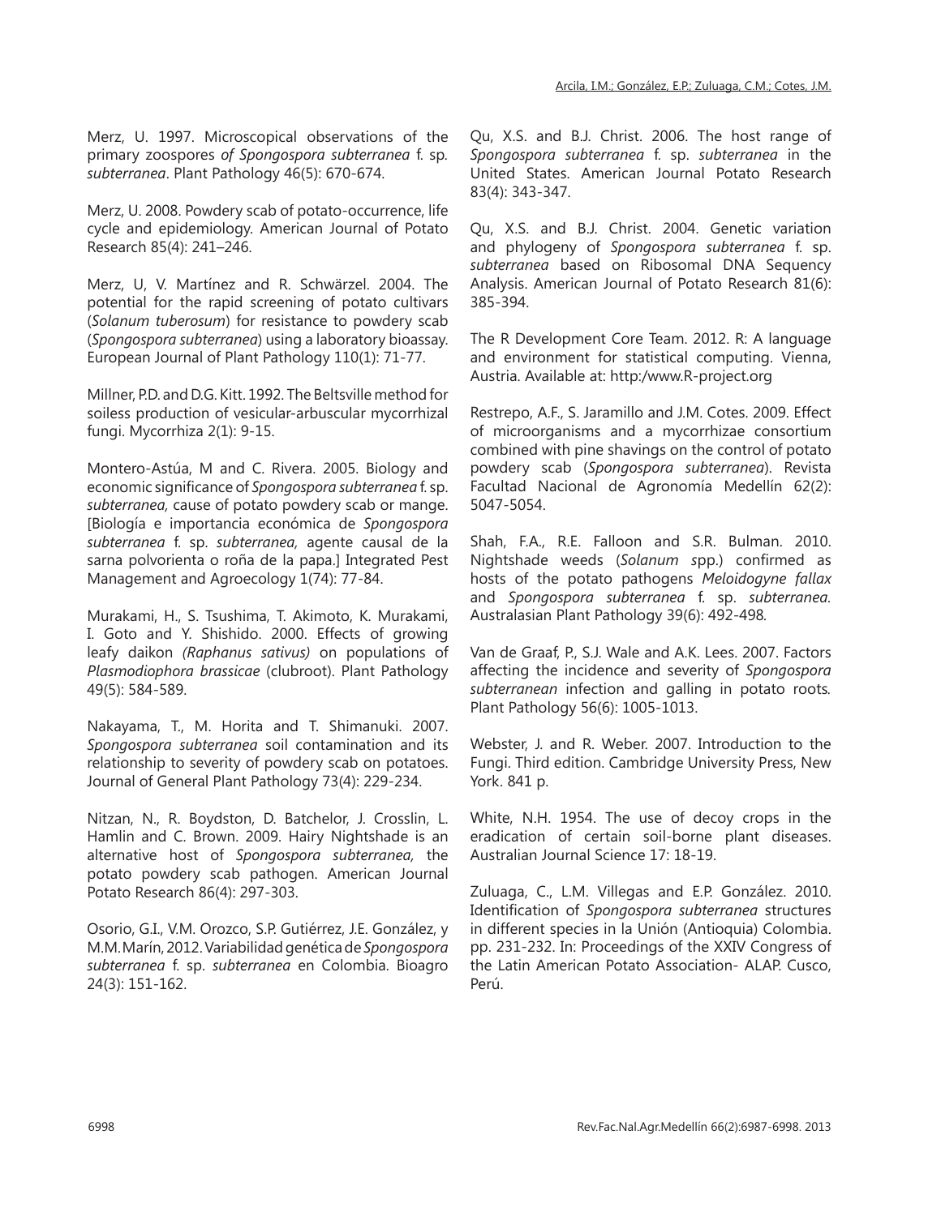Merz, U. 1997. Microscopical observations of the primary zoospores *of Spongospora subterranea* f. sp. *subterranea*. Plant Pathology 46(5): 670-674.

Merz, U. 2008. Powdery scab of potato-occurrence, life cycle and epidemiology. American Journal of Potato Research 85(4): 241–246.

Merz, U, V. Martínez and R. Schwärzel. 2004. The potential for the rapid screening of potato cultivars (*Solanum tuberosum*) for resistance to powdery scab (*Spongospora subterranea*) using a laboratory bioassay. European Journal of Plant Pathology 110(1): 71-77.

Millner, P.D. and D.G. Kitt. 1992. The Beltsville method for soiless production of vesicular-arbuscular mycorrhizal fungi. Mycorrhiza 2(1): 9-15.

Montero-Astúa, M and C. Rivera. 2005. Biology and economic significance of *Spongospora subterranea* f. sp. *subterranea,* cause of potato powdery scab or mange. [Biología e importancia económica de *Spongospora subterranea* f. sp. *subterranea,* agente causal de la sarna polvorienta o roña de la papa.] Integrated Pest Management and Agroecology 1(74): 77-84.

Murakami, H., S. Tsushima, T. Akimoto, K. Murakami, I. Goto and Y. Shishido. 2000. Effects of growing leafy daikon *(Raphanus sativus)* on populations of *Plasmodiophora brassicae* (clubroot). Plant Pathology 49(5): 584-589.

Nakayama, T., M. Horita and T. Shimanuki. 2007. *Spongospora subterranea* soil contamination and its relationship to severity of powdery scab on potatoes. Journal of General Plant Pathology 73(4): 229-234.

Nitzan, N., R. Boydston, D. Batchelor, J. Crosslin, L. Hamlin and C. Brown. 2009. Hairy Nightshade is an alternative host of *Spongospora subterranea,* the potato powdery scab pathogen. American Journal Potato Research 86(4): 297-303.

Osorio, G.I., V.M. Orozco, S.P. Gutiérrez, J.E. González, y M.M. Marín, 2012. Variabilidad genética de *Spongospora subterranea* f. sp. *subterranea* en Colombia. Bioagro 24(3): 151-162.

Qu, X.S. and B.J. Christ. 2006. The host range of *Spongospora subterranea* f. sp. *subterranea* in the United States. American Journal Potato Research 83(4): 343-347.

Qu, X.S. and B.J. Christ. 2004. Genetic variation and phylogeny of *Spongospora subterranea* f. sp. *subterranea* based on Ribosomal DNA Sequency Analysis. American Journal of Potato Research 81(6): 385-394.

The R Development Core Team. 2012. R: A language and environment for statistical computing. Vienna, Austria. Available at: http:/www.R-project.org

Restrepo, A.F., S. Jaramillo and J.M. Cotes. 2009. Effect of microorganisms and a mycorrhizae consortium combined with pine shavings on the control of potato powdery scab (*Spongospora subterranea*). Revista Facultad Nacional de Agronomía Medellín 62(2): 5047-5054.

Shah, F.A., R.E. Falloon and S.R. Bulman. 2010. Nightshade weeds (*Solanum s*pp.) confirmed as hosts of the potato pathogens *Meloidogyne fallax* and *Spongospora subterranea* f. sp. *subterranea.* Australasian Plant Pathology 39(6): 492-498.

Van de Graaf, P., S.J. Wale and A.K. Lees. 2007. Factors affecting the incidence and severity of *Spongospora subterranean* infection and galling in potato roots. Plant Pathology 56(6): 1005-1013.

Webster, J. and R. Weber. 2007. Introduction to the Fungi. Third edition. Cambridge University Press, New York. 841 p.

White, N.H. 1954. The use of decoy crops in the eradication of certain soil-borne plant diseases. Australian Journal Science 17: 18-19.

Zuluaga, C., L.M. Villegas and E.P. González. 2010. Identification of *Spongospora subterranea* structures in different species in la Unión (Antioquia) Colombia. pp. 231-232. In: Proceedings of the XXIV Congress of the Latin American Potato Association- ALAP. Cusco, Perú.